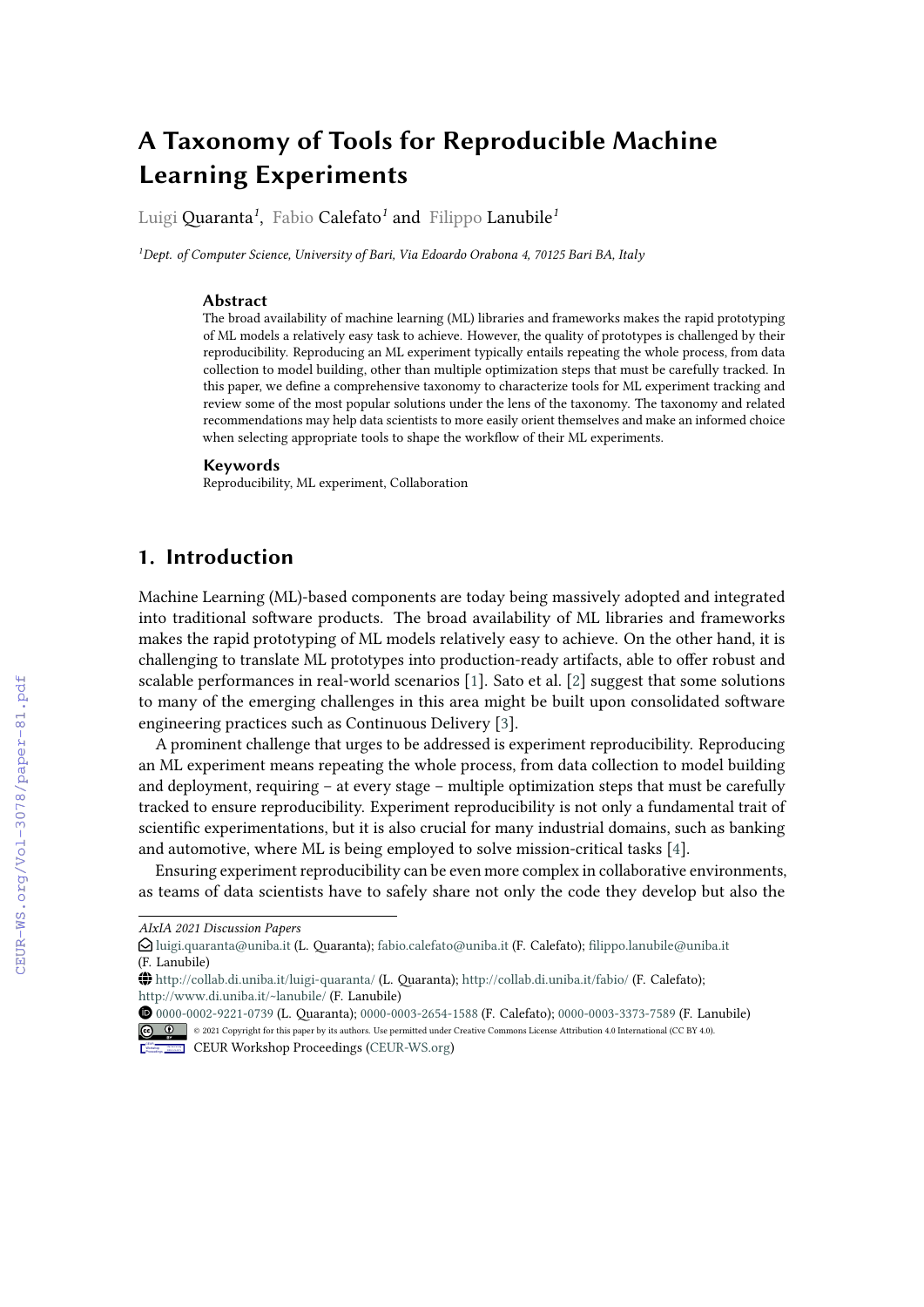# A Taxonomy of Tools for Reproducible Machine Learning Experiments

Luigi Quaranta[1], Fabio Calefato[1] and Filippo Lanubile[1]

[1]Dept. of Computer Science, University of Bari, Via Edoardo Orabona 4, 70125 Bari BA, Italy

### Abstract

The broad availability of machine learning (ML) libraries and frameworks makes the rapid prototyping of ML models a relatively easy task to achieve. However, the quality of prototypes is challenged by their reproducibility. Reproducing an ML experiment typically entails repeating the whole process, from data collection to model building, other than multiple optimization steps that must be carefully tracked. In this paper, we define a comprehensive taxonomy to characterize tools for ML experiment tracking and review some of the most popular solutions under the lens of the taxonomy. The taxonomy and related recommendations may help data scientists to more easily orient themselves and make an informed choice when selecting appropriate tools to shape the workflow of their ML experiments.

### Keywords

Reproducibility, ML experiment, Collaboration

## 1. Introduction

Machine Learning (ML)-based components are today being massively adopted and integrated into traditional software products. The broad availability of ML libraries and frameworks makes the rapid prototyping of ML models relatively easy to achieve. On the other hand, it is challenging to translate ML prototypes into production-ready artifacts, able to offer robust and scalable performances in real-world scenarios [1]. Sato et al. [2] suggest that some solutions to many of the emerging challenges in this area might be built upon consolidated software engineering practices such as Continuous Delivery [3].

A prominent challenge that urges to be addressed is experiment reproducibility. Reproducing an ML experiment means repeating the whole process, from data collection to model building and deployment, requiring – at every stage – multiple optimization steps that must be carefully tracked to ensure reproducibility. Experiment reproducibility is not only a fundamental trait of scientific experimentations, but it is also crucial for many industrial domains, such as banking and automotive, where ML is being employed to solve mission-critical tasks [4].

Ensuring experiment reproducibility can be even more complex in collaborative environments, as teams of data scientists have to safely share not only the code they develop but also the

---

*AIxIA 2021 Discussion Papers*

luigi.quaranta@uniba.it (L. Quaranta); fabio.calefato@uniba.it (F. Calefato); filippo.lanubile@uniba.it (F. Lanubile)

http://collab.di.uniba.it/luigi-quaranta/ (L. Quaranta); http://collab.di.uniba.it/fabio/ (F. Calefato); http://www.di.uniba.it/~lanubile/ (F. Lanubile)

0000-0002-9221-0739 (L. Quaranta); 0000-0003-2654-1588 (F. Calefato); 0000-0003-3373-7589 (F. Lanubile)

© 2021 Copyright for this paper by its authors. Use permitted under Creative Commons License Attribution 4.0 International (CC BY 4.0).

CEUR Workshop Proceedings (CEUR-WS.org)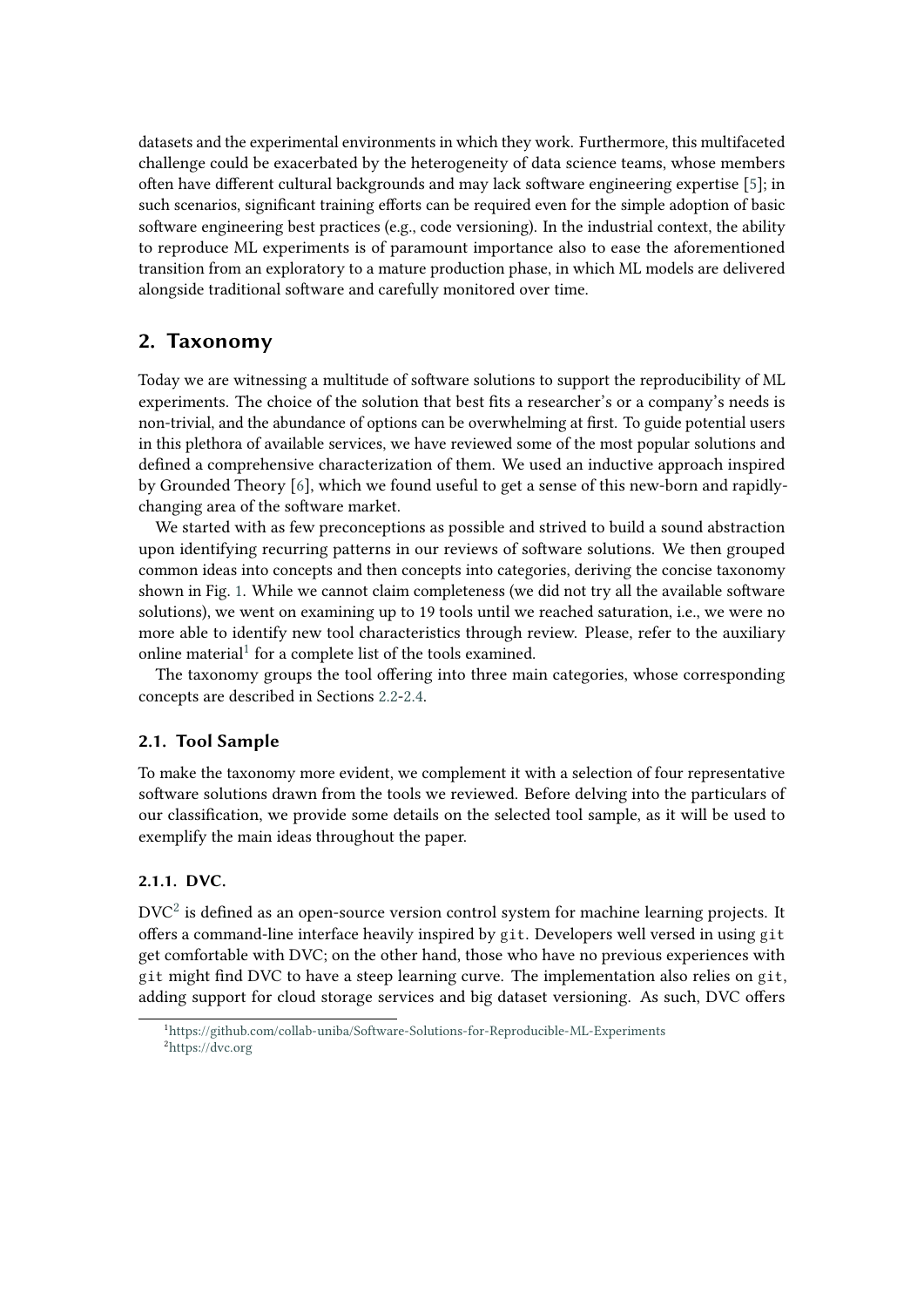datasets and the experimental environments in which they work. Furthermore, this multifaceted challenge could be exacerbated by the heterogeneity of data science teams, whose members often have different cultural backgrounds and may lack software engineering expertise [5]; in such scenarios, significant training efforts can be required even for the simple adoption of basic software engineering best practices (e.g., code versioning). In the industrial context, the ability to reproduce ML experiments is of paramount importance also to ease the aforementioned transition from an exploratory to a mature production phase, in which ML models are delivered alongside traditional software and carefully monitored over time.

## 2. Taxonomy

Today we are witnessing a multitude of software solutions to support the reproducibility of ML experiments. The choice of the solution that best fits a researcher's or a company's needs is non-trivial, and the abundance of options can be overwhelming at first. To guide potential users in this plethora of available services, we have reviewed some of the most popular solutions and defined a comprehensive characterization of them. We used an inductive approach inspired by Grounded Theory [6], which we found useful to get a sense of this new-born and rapidly-changing area of the software market.

We started with as few preconceptions as possible and strived to build a sound abstraction upon identifying recurring patterns in our reviews of software solutions. We then grouped common ideas into concepts and then concepts into categories, deriving the concise taxonomy shown in Fig. 1. While we cannot claim completeness (we did not try all the available software solutions), we went on examining up to 19 tools until we reached saturation, i.e., we were no more able to identify new tool characteristics through review. Please, refer to the auxiliary online material[1] for a complete list of the tools examined.

The taxonomy groups the tool offering into three main categories, whose corresponding concepts are described in Sections 2.2-2.4.

### 2.1. Tool Sample

To make the taxonomy more evident, we complement it with a selection of four representative software solutions drawn from the tools we reviewed. Before delving into the particulars of our classification, we provide some details on the selected tool sample, as it will be used to exemplify the main ideas throughout the paper.

#### 2.1.1. DVC.

DVC[2] is defined as an open-source version control system for machine learning projects. It offers a command-line interface heavily inspired by `git`. Developers well versed in using `git` get comfortable with DVC; on the other hand, those who have no previous experiences with `git` might find DVC to have a steep learning curve. The implementation also relies on `git`, adding support for cloud storage services and big dataset versioning. As such, DVC offers

[1] https://github.com/collab-uniba/Software-Solutions-for-Reproducible-ML-Experiments
[2] https://dvc.org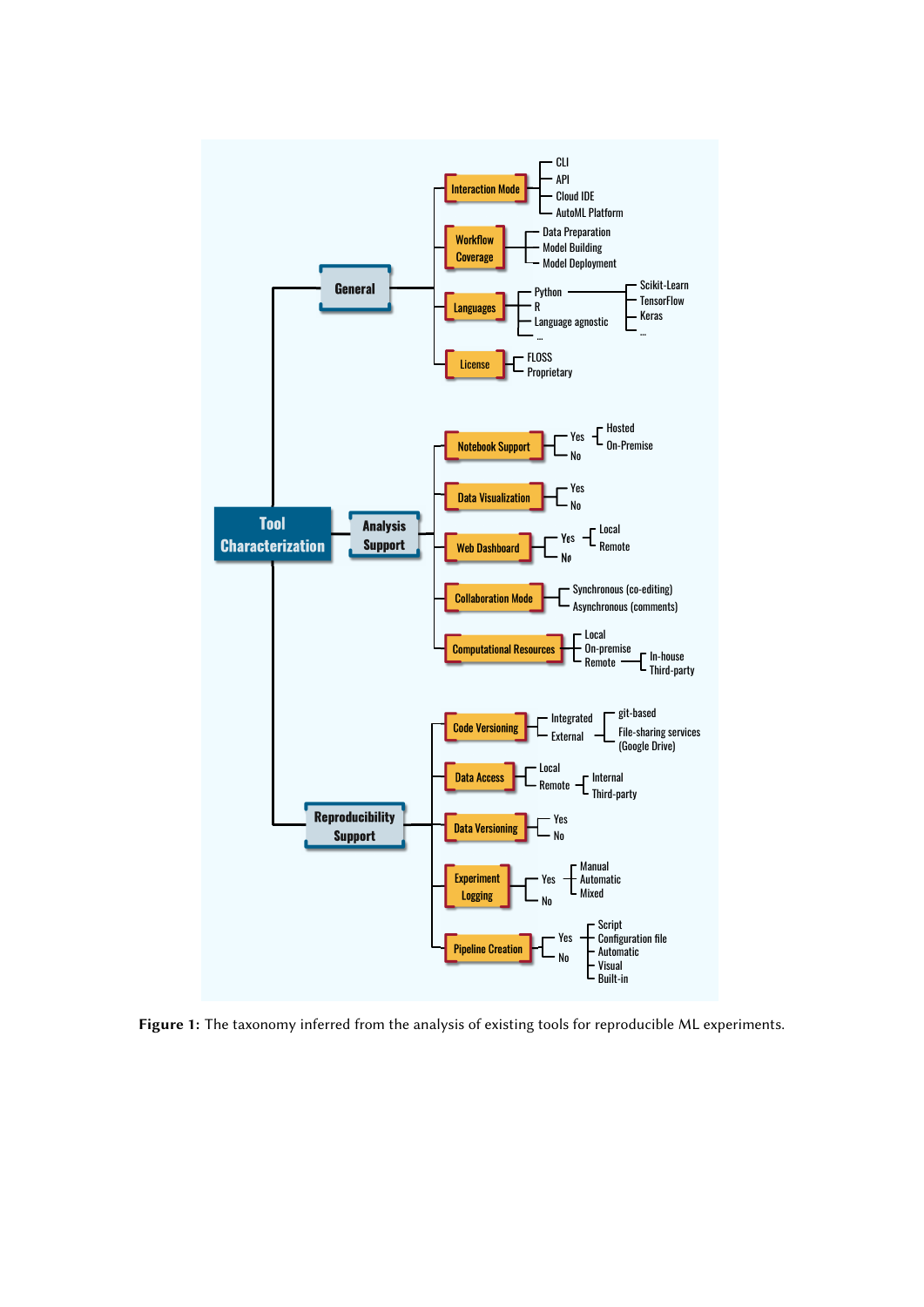- **Tool Characterization**
  - **General**
    - Interaction Mode
      - CLI
      - API
      - Cloud IDE
      - AutoML Platform
    - Workflow Coverage
      - Data Preparation
      - Model Building
      - Model Deployment
    - Languages
      - Python
        - Scikit-Learn
        - TensorFlow
        - Keras
        - ...
      - R
      - Language agnostic
      - ...
    - License
      - FLOSS
      - Proprietary
  - **Analysis Support**
    - Notebook Support
      - Yes
        - Hosted
        - On-Premise
      - No
    - Data Visualization
      - Yes
      - No
    - Web Dashboard
      - Yes
        - Local
        - Remote
      - No
    - Collaboration Mode
      - Synchronous (co-editing)
      - Asynchronous (comments)
    - Computational Resources
      - Local
      - On-premise
      - Remote
        - In-house
        - Third-party
  - **Reproducibility Support**
    - Code Versioning
      - Integrated
      - External
        - git-based
        - File-sharing services (Google Drive)
    - Data Access
      - Local
      - Remote
        - Internal
        - Third-party
    - Data Versioning
      - Yes
      - No
    - Experiment Logging
      - Yes
        - Manual
        - Automatic
        - Mixed
      - No
    - Pipeline Creation
      - Yes
        - Script
        - Configuration file
        - Automatic
        - Visual
        - Built-in
      - No

**Figure 1:** The taxonomy inferred from the analysis of existing tools for reproducible ML experiments.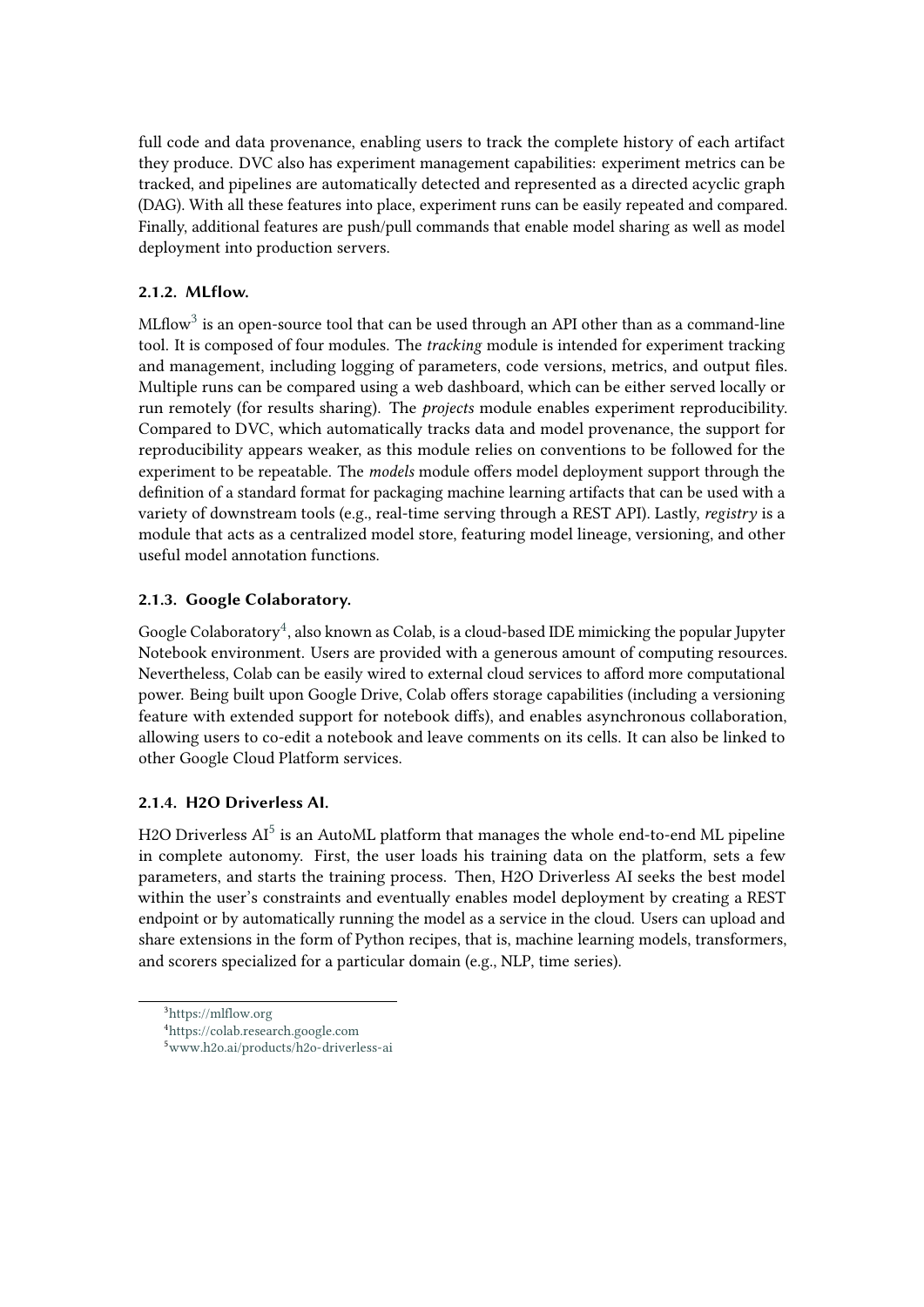full code and data provenance, enabling users to track the complete history of each artifact they produce. DVC also has experiment management capabilities: experiment metrics can be tracked, and pipelines are automatically detected and represented as a directed acyclic graph (DAG). With all these features into place, experiment runs can be easily repeated and compared. Finally, additional features are push/pull commands that enable model sharing as well as model deployment into production servers.

### 2.1.2. MLflow.

MLflow[3] is an open-source tool that can be used through an API other than as a command-line tool. It is composed of four modules. The *tracking* module is intended for experiment tracking and management, including logging of parameters, code versions, metrics, and output files. Multiple runs can be compared using a web dashboard, which can be either served locally or run remotely (for results sharing). The *projects* module enables experiment reproducibility. Compared to DVC, which automatically tracks data and model provenance, the support for reproducibility appears weaker, as this module relies on conventions to be followed for the experiment to be repeatable. The *models* module offers model deployment support through the definition of a standard format for packaging machine learning artifacts that can be used with a variety of downstream tools (e.g., real-time serving through a REST API). Lastly, *registry* is a module that acts as a centralized model store, featuring model lineage, versioning, and other useful model annotation functions.

### 2.1.3. Google Colaboratory.

Google Colaboratory[4], also known as Colab, is a cloud-based IDE mimicking the popular Jupyter Notebook environment. Users are provided with a generous amount of computing resources. Nevertheless, Colab can be easily wired to external cloud services to afford more computational power. Being built upon Google Drive, Colab offers storage capabilities (including a versioning feature with extended support for notebook diffs), and enables asynchronous collaboration, allowing users to co-edit a notebook and leave comments on its cells. It can also be linked to other Google Cloud Platform services.

### 2.1.4. H2O Driverless AI.

H2O Driverless AI[5] is an AutoML platform that manages the whole end-to-end ML pipeline in complete autonomy. First, the user loads his training data on the platform, sets a few parameters, and starts the training process. Then, H2O Driverless AI seeks the best model within the user's constraints and eventually enables model deployment by creating a REST endpoint or by automatically running the model as a service in the cloud. Users can upload and share extensions in the form of Python recipes, that is, machine learning models, transformers, and scorers specialized for a particular domain (e.g., NLP, time series).

---

[3] https://mlflow.org

[4] https://colab.research.google.com

[5] www.h2o.ai/products/h2o-driverless-ai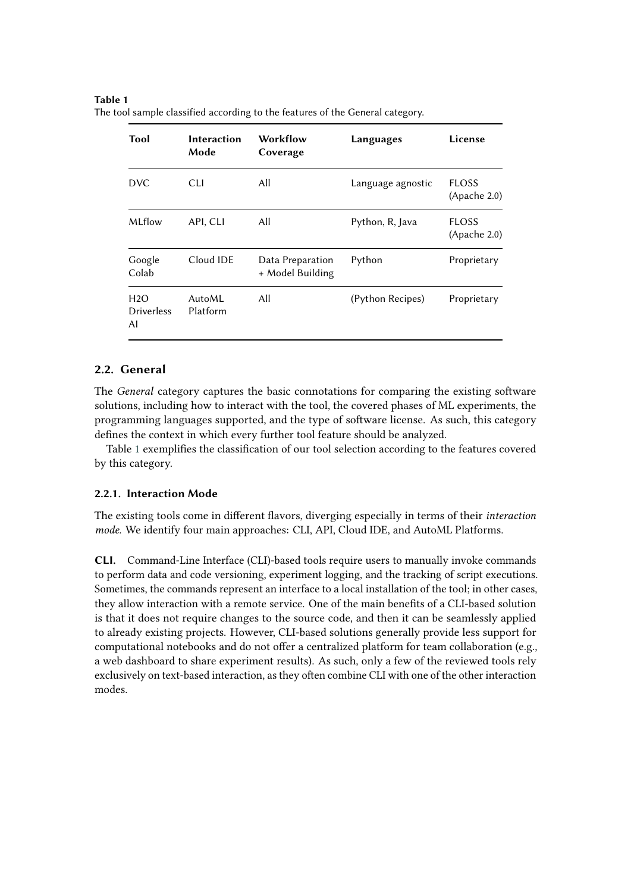**Table 1**
The tool sample classified according to the features of the General category.

| Tool | Interaction Mode | Workflow Coverage | Languages | License |
|---|---|---|---|---|
| DVC | CLI | All | Language agnostic | FLOSS (Apache 2.0) |
| MLflow | API, CLI | All | Python, R, Java | FLOSS (Apache 2.0) |
| Google Colab | Cloud IDE | Data Preparation + Model Building | Python | Proprietary |
| H2O Driverless AI | AutoML Platform | All | (Python Recipes) | Proprietary |

## 2.2. General

The *General* category captures the basic connotations for comparing the existing software solutions, including how to interact with the tool, the covered phases of ML experiments, the programming languages supported, and the type of software license. As such, this category defines the context in which every further tool feature should be analyzed.

Table 1 exemplifies the classification of our tool selection according to the features covered by this category.

### 2.2.1. Interaction Mode

The existing tools come in different flavors, diverging especially in terms of their *interaction mode*. We identify four main approaches: CLI, API, Cloud IDE, and AutoML Platforms.

**CLI.** Command-Line Interface (CLI)-based tools require users to manually invoke commands to perform data and code versioning, experiment logging, and the tracking of script executions. Sometimes, the commands represent an interface to a local installation of the tool; in other cases, they allow interaction with a remote service. One of the main benefits of a CLI-based solution is that it does not require changes to the source code, and then it can be seamlessly applied to already existing projects. However, CLI-based solutions generally provide less support for computational notebooks and do not offer a centralized platform for team collaboration (e.g., a web dashboard to share experiment results). As such, only a few of the reviewed tools rely exclusively on text-based interaction, as they often combine CLI with one of the other interaction modes.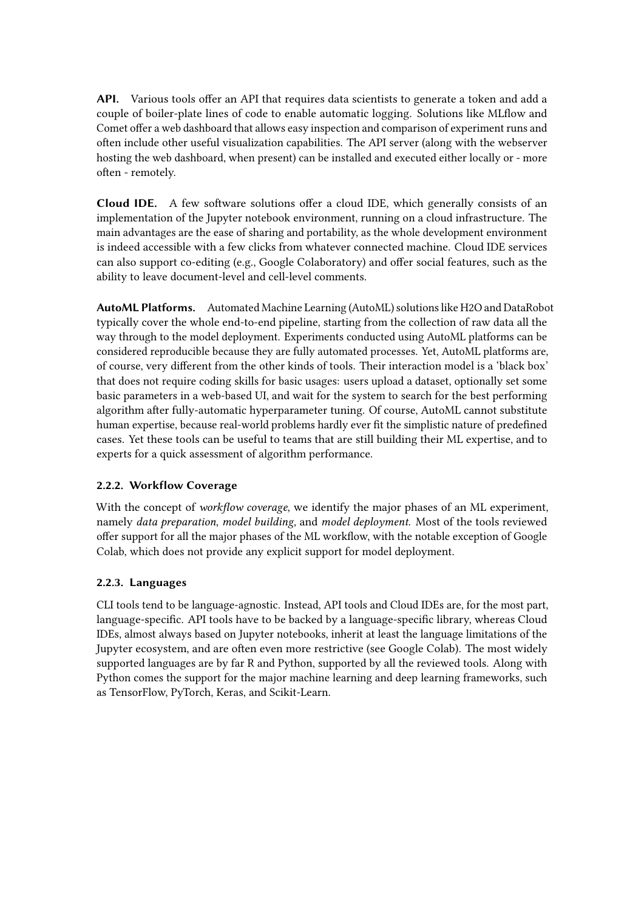**API.** Various tools offer an API that requires data scientists to generate a token and add a couple of boiler-plate lines of code to enable automatic logging. Solutions like MLflow and Comet offer a web dashboard that allows easy inspection and comparison of experiment runs and often include other useful visualization capabilities. The API server (along with the webserver hosting the web dashboard, when present) can be installed and executed either locally or - more often - remotely.

**Cloud IDE.** A few software solutions offer a cloud IDE, which generally consists of an implementation of the Jupyter notebook environment, running on a cloud infrastructure. The main advantages are the ease of sharing and portability, as the whole development environment is indeed accessible with a few clicks from whatever connected machine. Cloud IDE services can also support co-editing (e.g., Google Colaboratory) and offer social features, such as the ability to leave document-level and cell-level comments.

**AutoML Platforms.** Automated Machine Learning (AutoML) solutions like H2O and DataRobot typically cover the whole end-to-end pipeline, starting from the collection of raw data all the way through to the model deployment. Experiments conducted using AutoML platforms can be considered reproducible because they are fully automated processes. Yet, AutoML platforms are, of course, very different from the other kinds of tools. Their interaction model is a 'black box' that does not require coding skills for basic usages: users upload a dataset, optionally set some basic parameters in a web-based UI, and wait for the system to search for the best performing algorithm after fully-automatic hyperparameter tuning. Of course, AutoML cannot substitute human expertise, because real-world problems hardly ever fit the simplistic nature of predefined cases. Yet these tools can be useful to teams that are still building their ML expertise, and to experts for a quick assessment of algorithm performance.

### 2.2.2. Workflow Coverage

With the concept of *workflow coverage*, we identify the major phases of an ML experiment, namely *data preparation*, *model building*, and *model deployment*. Most of the tools reviewed offer support for all the major phases of the ML workflow, with the notable exception of Google Colab, which does not provide any explicit support for model deployment.

### 2.2.3. Languages

CLI tools tend to be language-agnostic. Instead, API tools and Cloud IDEs are, for the most part, language-specific. API tools have to be backed by a language-specific library, whereas Cloud IDEs, almost always based on Jupyter notebooks, inherit at least the language limitations of the Jupyter ecosystem, and are often even more restrictive (see Google Colab). The most widely supported languages are by far R and Python, supported by all the reviewed tools. Along with Python comes the support for the major machine learning and deep learning frameworks, such as TensorFlow, PyTorch, Keras, and Scikit-Learn.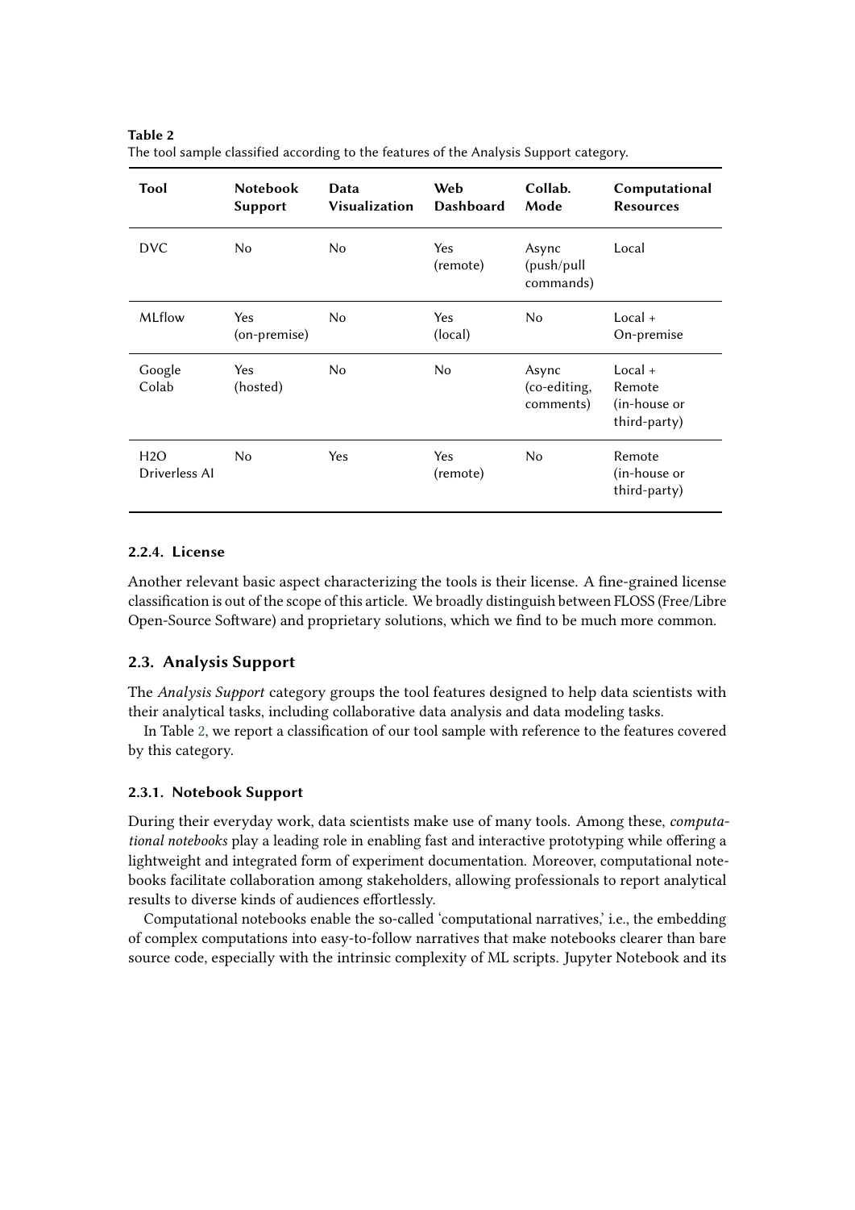**Table 2**
The tool sample classified according to the features of the Analysis Support category.

| Tool | Notebook Support | Data Visualization | Web Dashboard | Collab. Mode | Computational Resources |
|---|---|---|---|---|---|
| DVC | No | No | Yes (remote) | Async (push/pull commands) | Local |
| MLflow | Yes (on-premise) | No | Yes (local) | No | Local + On-premise |
| Google Colab | Yes (hosted) | No | No | Async (co-editing, comments) | Local + Remote (in-house or third-party) |
| H2O Driverless AI | No | Yes | Yes (remote) | No | Remote (in-house or third-party) |

#### 2.2.4. License

Another relevant basic aspect characterizing the tools is their license. A fine-grained license classification is out of the scope of this article. We broadly distinguish between FLOSS (Free/Libre Open-Source Software) and proprietary solutions, which we find to be much more common.

### 2.3. Analysis Support

The *Analysis Support* category groups the tool features designed to help data scientists with their analytical tasks, including collaborative data analysis and data modeling tasks.

In Table 2, we report a classification of our tool sample with reference to the features covered by this category.

#### 2.3.1. Notebook Support

During their everyday work, data scientists make use of many tools. Among these, *computational notebooks* play a leading role in enabling fast and interactive prototyping while offering a lightweight and integrated form of experiment documentation. Moreover, computational notebooks facilitate collaboration among stakeholders, allowing professionals to report analytical results to diverse kinds of audiences effortlessly.

Computational notebooks enable the so-called 'computational narratives,' i.e., the embedding of complex computations into easy-to-follow narratives that make notebooks clearer than bare source code, especially with the intrinsic complexity of ML scripts. Jupyter Notebook and its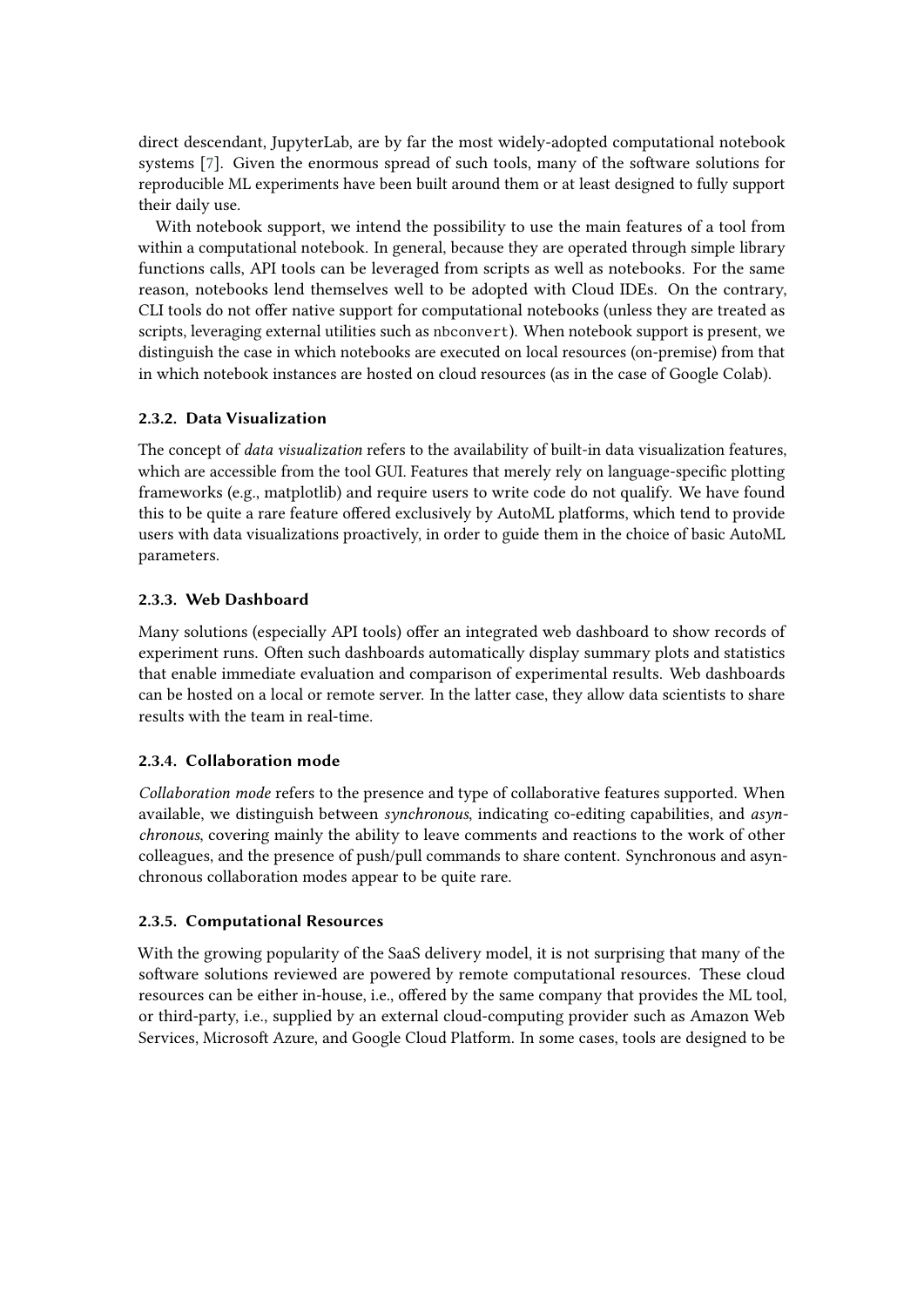direct descendant, JupyterLab, are by far the most widely-adopted computational notebook systems [7]. Given the enormous spread of such tools, many of the software solutions for reproducible ML experiments have been built around them or at least designed to fully support their daily use.

With notebook support, we intend the possibility to use the main features of a tool from within a computational notebook. In general, because they are operated through simple library functions calls, API tools can be leveraged from scripts as well as notebooks. For the same reason, notebooks lend themselves well to be adopted with Cloud IDEs. On the contrary, CLI tools do not offer native support for computational notebooks (unless they are treated as scripts, leveraging external utilities such as `nbconvert`). When notebook support is present, we distinguish the case in which notebooks are executed on local resources (on-premise) from that in which notebook instances are hosted on cloud resources (as in the case of Google Colab).

### 2.3.2. Data Visualization

The concept of *data visualization* refers to the availability of built-in data visualization features, which are accessible from the tool GUI. Features that merely rely on language-specific plotting frameworks (e.g., matplotlib) and require users to write code do not qualify. We have found this to be quite a rare feature offered exclusively by AutoML platforms, which tend to provide users with data visualizations proactively, in order to guide them in the choice of basic AutoML parameters.

### 2.3.3. Web Dashboard

Many solutions (especially API tools) offer an integrated web dashboard to show records of experiment runs. Often such dashboards automatically display summary plots and statistics that enable immediate evaluation and comparison of experimental results. Web dashboards can be hosted on a local or remote server. In the latter case, they allow data scientists to share results with the team in real-time.

### 2.3.4. Collaboration mode

*Collaboration mode* refers to the presence and type of collaborative features supported. When available, we distinguish between *synchronous*, indicating co-editing capabilities, and *asynchronous*, covering mainly the ability to leave comments and reactions to the work of other colleagues, and the presence of push/pull commands to share content. Synchronous and asynchronous collaboration modes appear to be quite rare.

### 2.3.5. Computational Resources

With the growing popularity of the SaaS delivery model, it is not surprising that many of the software solutions reviewed are powered by remote computational resources. These cloud resources can be either in-house, i.e., offered by the same company that provides the ML tool, or third-party, i.e., supplied by an external cloud-computing provider such as Amazon Web Services, Microsoft Azure, and Google Cloud Platform. In some cases, tools are designed to be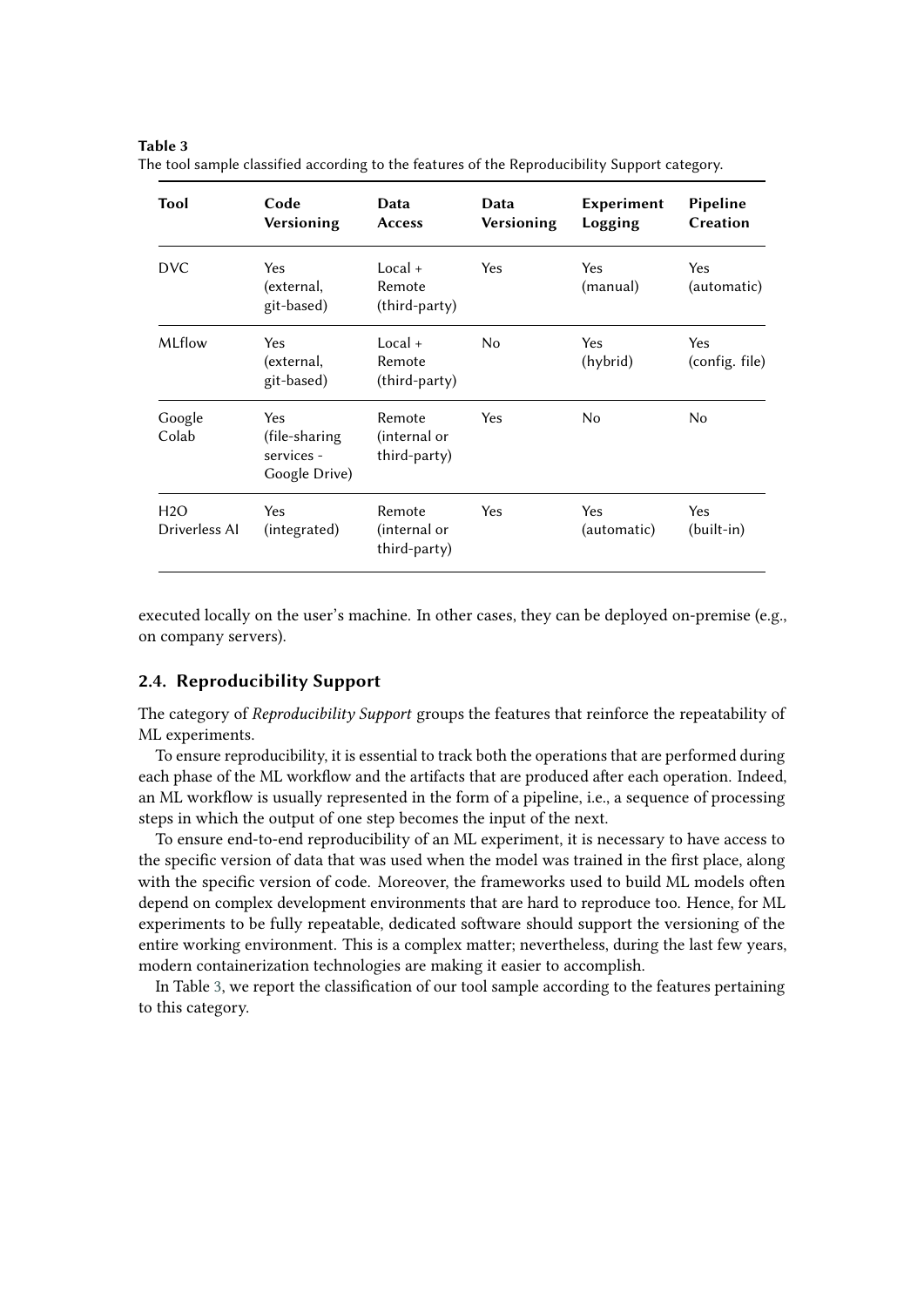**Table 3**
The tool sample classified according to the features of the Reproducibility Support category.

| Tool | Code Versioning | Data Access | Data Versioning | Experiment Logging | Pipeline Creation |
|---|---|---|---|---|---|
| DVC | Yes (external, git-based) | Local + Remote (third-party) | Yes | Yes (manual) | Yes (automatic) |
| MLflow | Yes (external, git-based) | Local + Remote (third-party) | No | Yes (hybrid) | Yes (config. file) |
| Google Colab | Yes (file-sharing services - Google Drive) | Remote (internal or third-party) | Yes | No | No |
| H2O Driverless AI | Yes (integrated) | Remote (internal or third-party) | Yes | Yes (automatic) | Yes (built-in) |

executed locally on the user's machine. In other cases, they can be deployed on-premise (e.g., on company servers).

## 2.4. Reproducibility Support

The category of *Reproducibility Support* groups the features that reinforce the repeatability of ML experiments.

To ensure reproducibility, it is essential to track both the operations that are performed during each phase of the ML workflow and the artifacts that are produced after each operation. Indeed, an ML workflow is usually represented in the form of a pipeline, i.e., a sequence of processing steps in which the output of one step becomes the input of the next.

To ensure end-to-end reproducibility of an ML experiment, it is necessary to have access to the specific version of data that was used when the model was trained in the first place, along with the specific version of code. Moreover, the frameworks used to build ML models often depend on complex development environments that are hard to reproduce too. Hence, for ML experiments to be fully repeatable, dedicated software should support the versioning of the entire working environment. This is a complex matter; nevertheless, during the last few years, modern containerization technologies are making it easier to accomplish.

In Table 3, we report the classification of our tool sample according to the features pertaining to this category.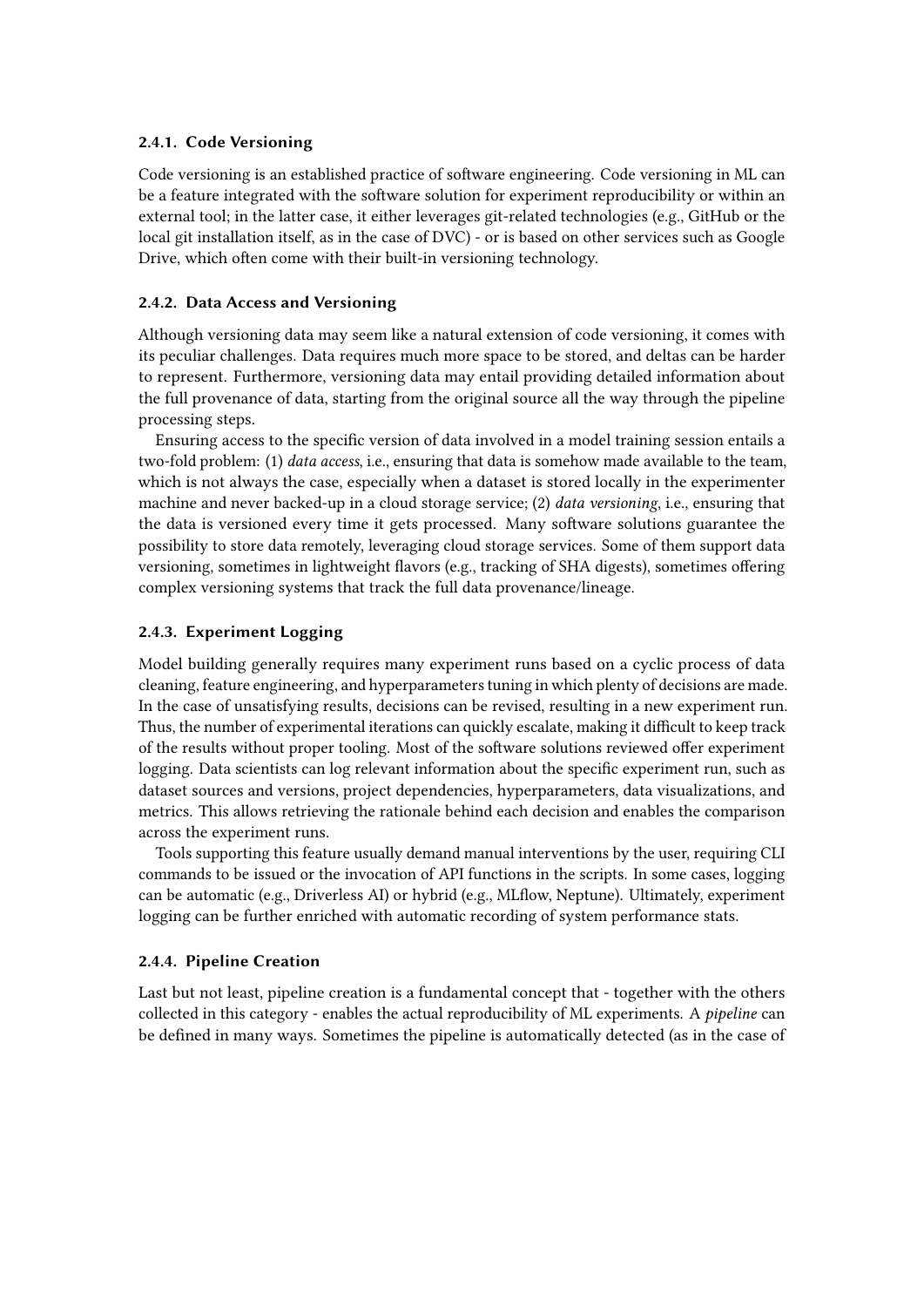#### 2.4.1. Code Versioning

Code versioning is an established practice of software engineering. Code versioning in ML can be a feature integrated with the software solution for experiment reproducibility or within an external tool; in the latter case, it either leverages git-related technologies (e.g., GitHub or the local git installation itself, as in the case of DVC) - or is based on other services such as Google Drive, which often come with their built-in versioning technology.

#### 2.4.2. Data Access and Versioning

Although versioning data may seem like a natural extension of code versioning, it comes with its peculiar challenges. Data requires much more space to be stored, and deltas can be harder to represent. Furthermore, versioning data may entail providing detailed information about the full provenance of data, starting from the original source all the way through the pipeline processing steps.

Ensuring access to the specific version of data involved in a model training session entails a two-fold problem: (1) *data access*, i.e., ensuring that data is somehow made available to the team, which is not always the case, especially when a dataset is stored locally in the experimenter machine and never backed-up in a cloud storage service; (2) *data versioning*, i.e., ensuring that the data is versioned every time it gets processed. Many software solutions guarantee the possibility to store data remotely, leveraging cloud storage services. Some of them support data versioning, sometimes in lightweight flavors (e.g., tracking of SHA digests), sometimes offering complex versioning systems that track the full data provenance/lineage.

#### 2.4.3. Experiment Logging

Model building generally requires many experiment runs based on a cyclic process of data cleaning, feature engineering, and hyperparameters tuning in which plenty of decisions are made. In the case of unsatisfying results, decisions can be revised, resulting in a new experiment run. Thus, the number of experimental iterations can quickly escalate, making it difficult to keep track of the results without proper tooling. Most of the software solutions reviewed offer experiment logging. Data scientists can log relevant information about the specific experiment run, such as dataset sources and versions, project dependencies, hyperparameters, data visualizations, and metrics. This allows retrieving the rationale behind each decision and enables the comparison across the experiment runs.

Tools supporting this feature usually demand manual interventions by the user, requiring CLI commands to be issued or the invocation of API functions in the scripts. In some cases, logging can be automatic (e.g., Driverless AI) or hybrid (e.g., MLflow, Neptune). Ultimately, experiment logging can be further enriched with automatic recording of system performance stats.

#### 2.4.4. Pipeline Creation

Last but not least, pipeline creation is a fundamental concept that - together with the others collected in this category - enables the actual reproducibility of ML experiments. A *pipeline* can be defined in many ways. Sometimes the pipeline is automatically detected (as in the case of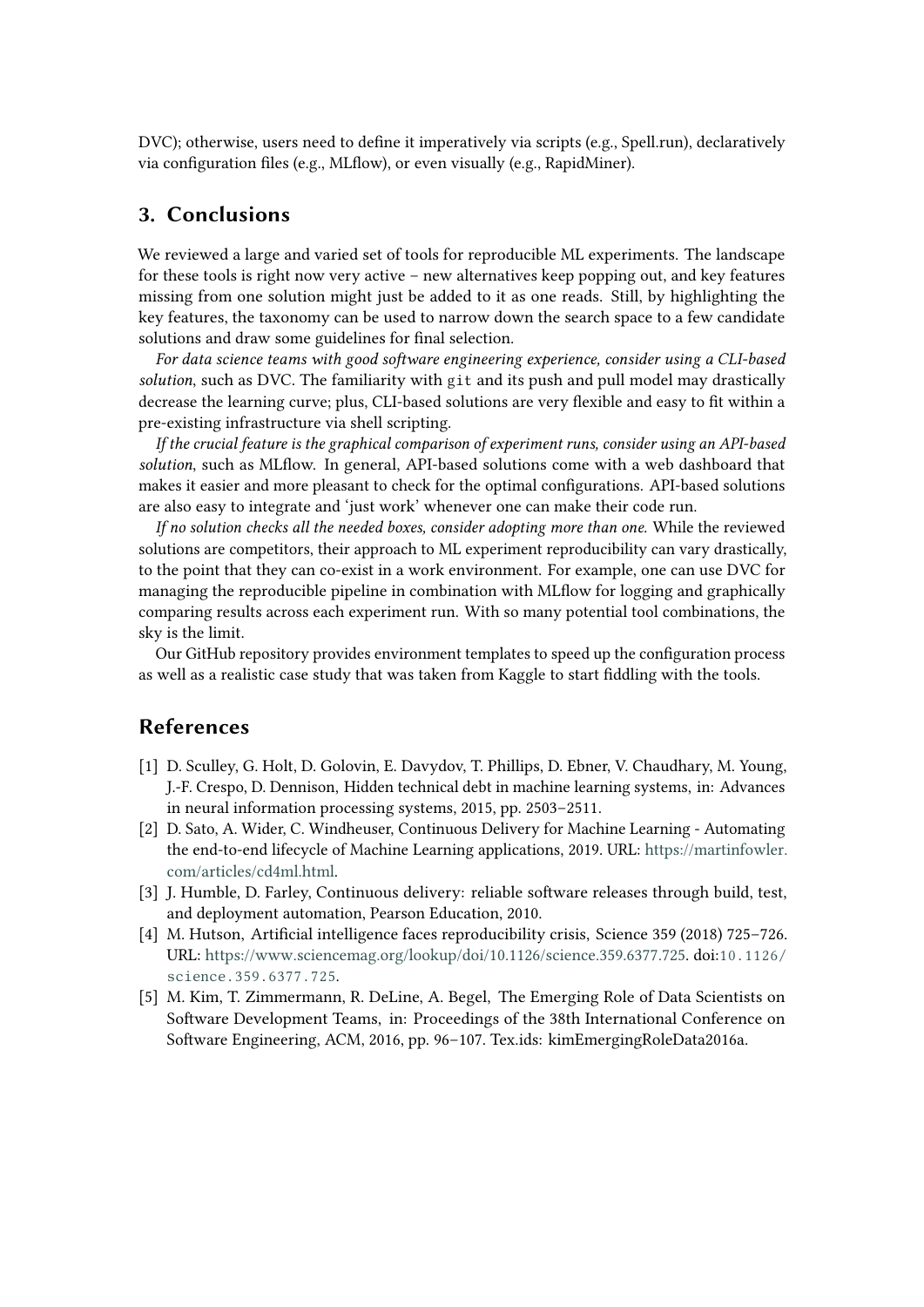DVC); otherwise, users need to define it imperatively via scripts (e.g., Spell.run), declaratively via configuration files (e.g., MLflow), or even visually (e.g., RapidMiner).

## 3. Conclusions

We reviewed a large and varied set of tools for reproducible ML experiments. The landscape for these tools is right now very active – new alternatives keep popping out, and key features missing from one solution might just be added to it as one reads. Still, by highlighting the key features, the taxonomy can be used to narrow down the search space to a few candidate solutions and draw some guidelines for final selection.

*For data science teams with good software engineering experience, consider using a CLI-based solution*, such as DVC. The familiarity with `git` and its push and pull model may drastically decrease the learning curve; plus, CLI-based solutions are very flexible and easy to fit within a pre-existing infrastructure via shell scripting.

*If the crucial feature is the graphical comparison of experiment runs, consider using an API-based solution*, such as MLflow. In general, API-based solutions come with a web dashboard that makes it easier and more pleasant to check for the optimal configurations. API-based solutions are also easy to integrate and 'just work' whenever one can make their code run.

*If no solution checks all the needed boxes, consider adopting more than one.* While the reviewed solutions are competitors, their approach to ML experiment reproducibility can vary drastically, to the point that they can co-exist in a work environment. For example, one can use DVC for managing the reproducible pipeline in combination with MLflow for logging and graphically comparing results across each experiment run. With so many potential tool combinations, the sky is the limit.

Our GitHub repository provides environment templates to speed up the configuration process as well as a realistic case study that was taken from Kaggle to start fiddling with the tools.

## References

[1] D. Sculley, G. Holt, D. Golovin, E. Davydov, T. Phillips, D. Ebner, V. Chaudhary, M. Young, J.-F. Crespo, D. Dennison, Hidden technical debt in machine learning systems, in: Advances in neural information processing systems, 2015, pp. 2503–2511.

[2] D. Sato, A. Wider, C. Windheuser, Continuous Delivery for Machine Learning - Automating the end-to-end lifecycle of Machine Learning applications, 2019. URL: https://martinfowler.com/articles/cd4ml.html.

[3] J. Humble, D. Farley, Continuous delivery: reliable software releases through build, test, and deployment automation, Pearson Education, 2010.

[4] M. Hutson, Artificial intelligence faces reproducibility crisis, Science 359 (2018) 725–726. URL: https://www.sciencemag.org/lookup/doi/10.1126/science.359.6377.725. doi:10.1126/science.359.6377.725.

[5] M. Kim, T. Zimmermann, R. DeLine, A. Begel, The Emerging Role of Data Scientists on Software Development Teams, in: Proceedings of the 38th International Conference on Software Engineering, ACM, 2016, pp. 96–107. Tex.ids: kimEmergingRoleData2016a.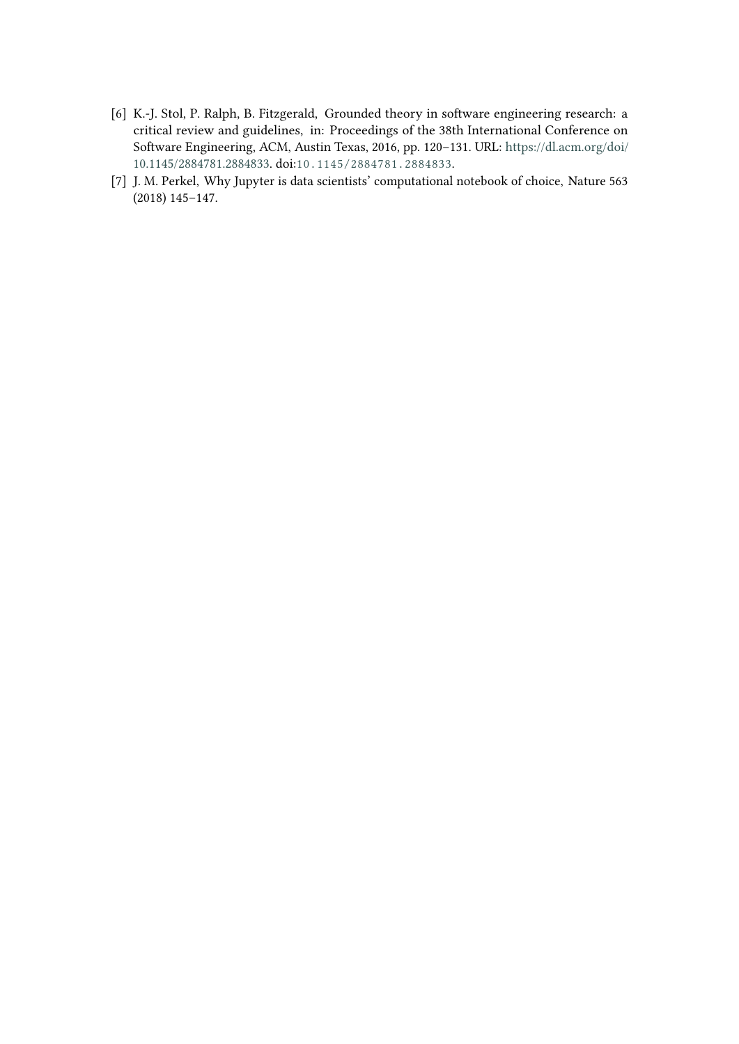[6] K.-J. Stol, P. Ralph, B. Fitzgerald, Grounded theory in software engineering research: a critical review and guidelines, in: Proceedings of the 38th International Conference on Software Engineering, ACM, Austin Texas, 2016, pp. 120–131. URL: https://dl.acm.org/doi/10.1145/2884781.2884833. doi:10.1145/2884781.2884833.

[7] J. M. Perkel, Why Jupyter is data scientists' computational notebook of choice, Nature 563 (2018) 145–147.